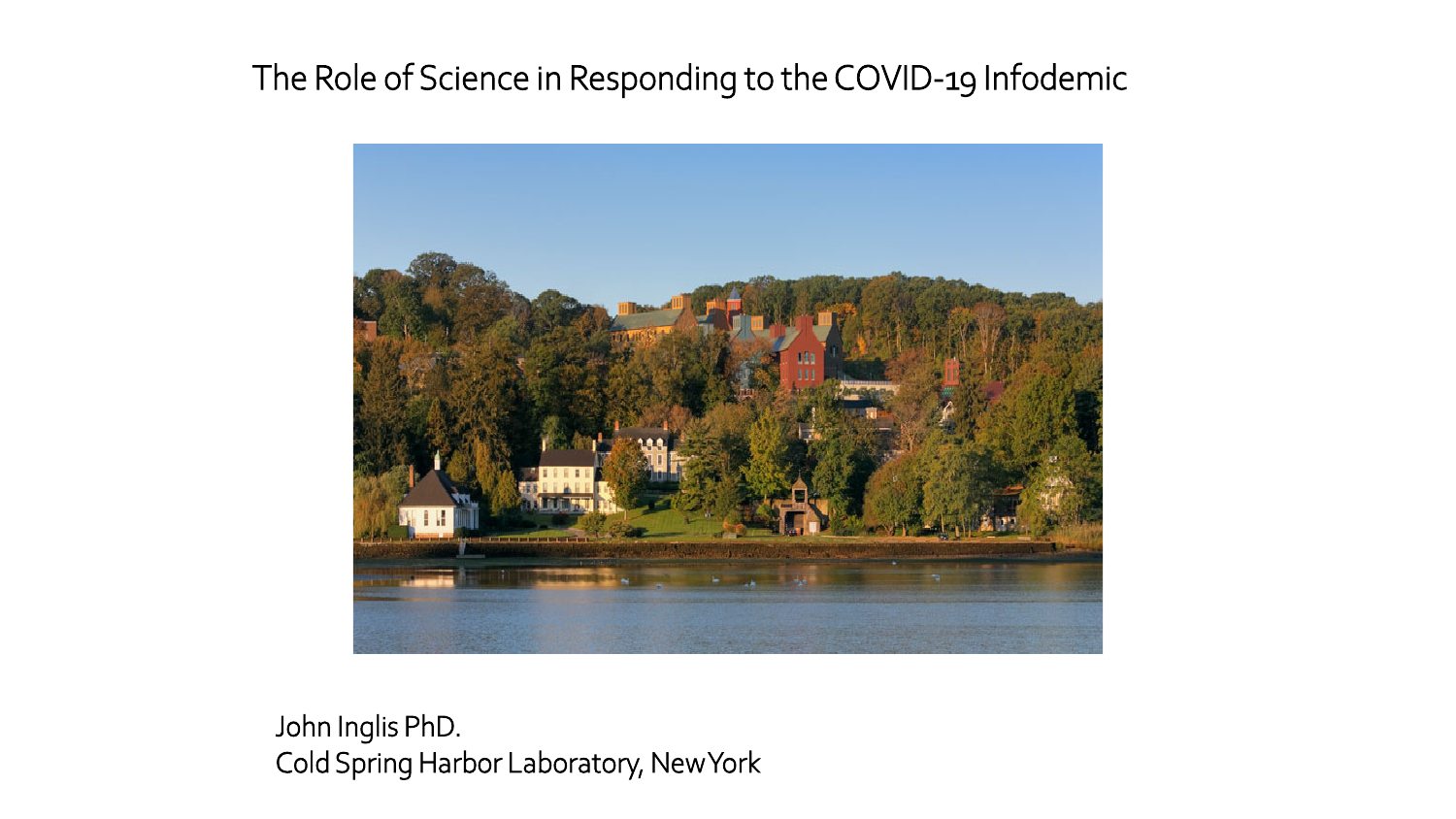# The Role of Science in Responding to the COVID-19 Infodemic

John Inglis PhD.
Cold Spring Harbor Laboratory, New York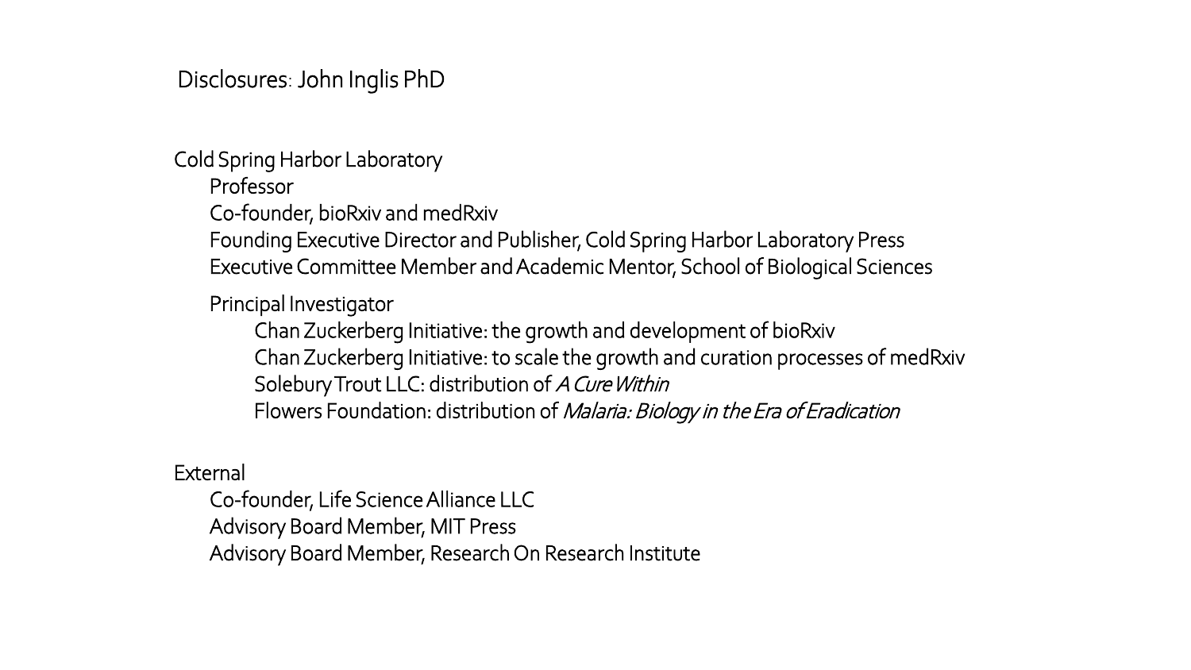# Disclosures: John Inglis PhD

Cold Spring Harbor Laboratory

- Professor
- Co-founder, bioRxiv and medRxiv
- Founding Executive Director and Publisher, Cold Spring Harbor Laboratory Press
- Executive Committee Member and Academic Mentor, School of Biological Sciences
- Principal Investigator
  - Chan Zuckerberg Initiative: the growth and development of bioRxiv
  - Chan Zuckerberg Initiative: to scale the growth and curation processes of medRxiv
  - Solebury Trout LLC: distribution of *A Cure Within*
  - Flowers Foundation: distribution of *Malaria: Biology in the Era of Eradication*

External

- Co-founder, Life Science Alliance LLC
- Advisory Board Member, MIT Press
- Advisory Board Member, Research On Research Institute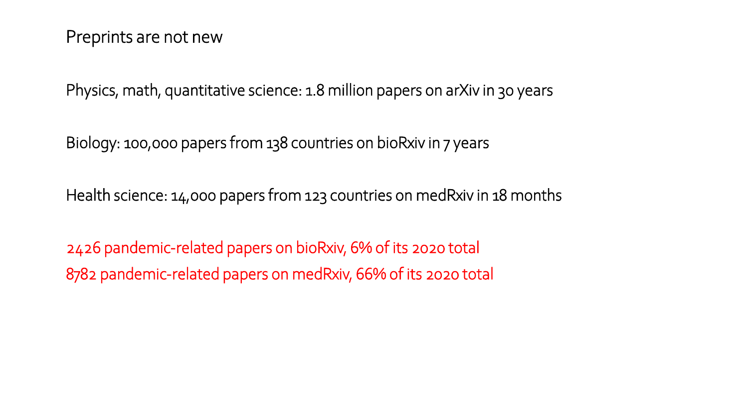# Preprints are not new

Physics, math, quantitative science: 1.8 million papers on arXiv in 30 years

Biology: 100,000 papers from 138 countries on bioRxiv in 7 years

Health science: 14,000 papers from 123 countries on medRxiv in 18 months

2426 pandemic-related papers on bioRxiv, 6% of its 2020 total
8782 pandemic-related papers on medRxiv, 66% of its 2020 total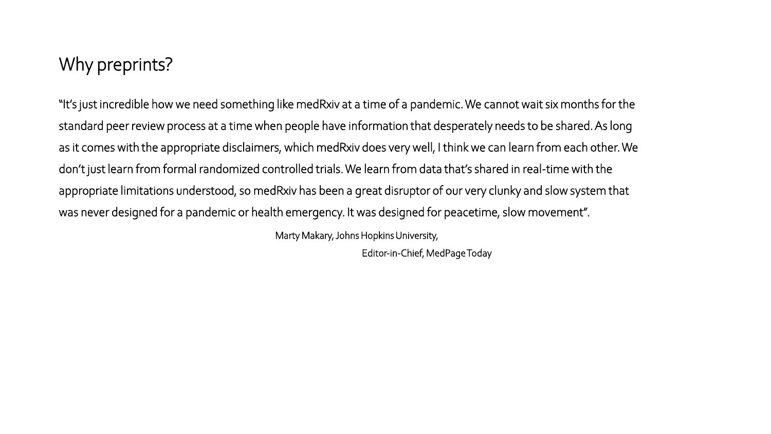## Why preprints?

"It's just incredible how we need something like medRxiv at a time of a pandemic. We cannot wait six months for the standard peer review process at a time when people have information that desperately needs to be shared. As long as it comes with the appropriate disclaimers, which medRxiv does very well, I think we can learn from each other. We don't just learn from formal randomized controlled trials. We learn from data that's shared in real-time with the appropriate limitations understood, so medRxiv has been a great disruptor of our very clunky and slow system that was never designed for a pandemic or health emergency. It was designed for peacetime, slow movement".

Marty Makary, Johns Hopkins University,
Editor-in-Chief, MedPage Today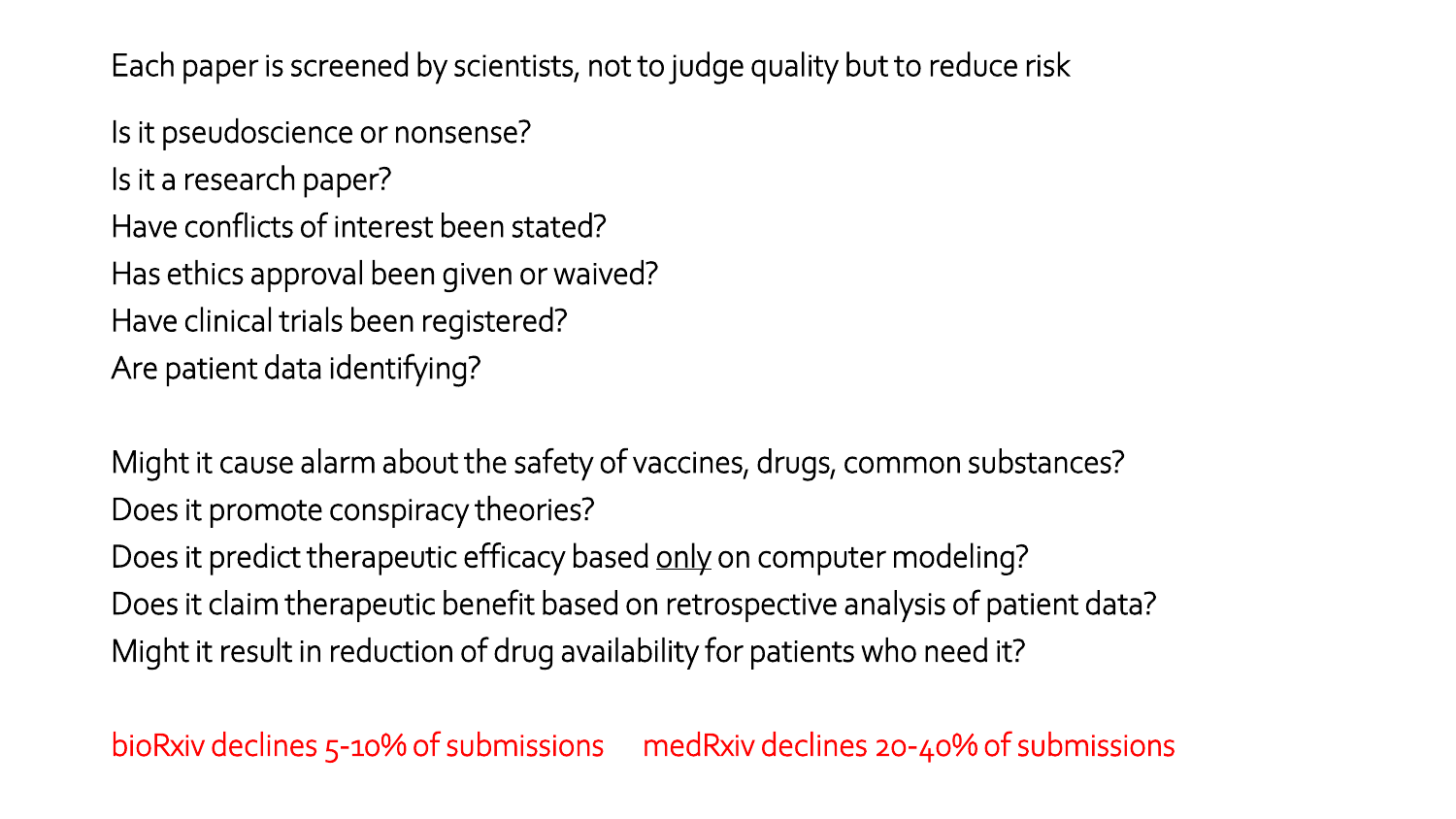Each paper is screened by scientists, not to judge quality but to reduce risk

Is it pseudoscience or nonsense?
Is it a research paper?
Have conflicts of interest been stated?
Has ethics approval been given or waived?
Have clinical trials been registered?
Are patient data identifying?

Might it cause alarm about the safety of vaccines, drugs, common substances?
Does it promote conspiracy theories?
Does it predict therapeutic efficacy based <u>only</u> on computer modeling?
Does it claim therapeutic benefit based on retrospective analysis of patient data?
Might it result in reduction of drug availability for patients who need it?

bioRxiv declines 5-10% of submissions     medRxiv declines 20-40% of submissions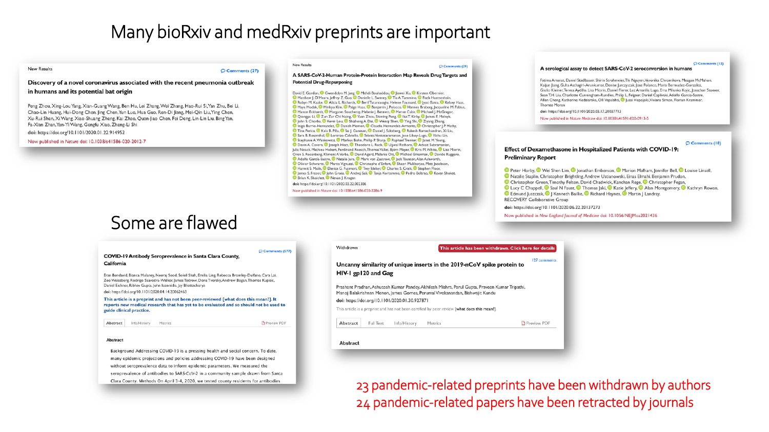# Many bioRxiv and medRxiv preprints are important

New Results

Comments (27)

**Discovery of a novel coronavirus associated with the recent pneumonia outbreak in humans and its potential bat origin**

Peng Zhou, Xing-Lou Yang, Xian-Guang Wang, Ben Hu, Lei Zhang, Wei Zhang, Hao-Rui Si, Yan Zhu, Bei Li, Chao-Lin Huang, Hui-Dong Chen, Jing Chen, Yun Luo, Hua Guo, Ren-Di Jiang, Mei-Qin Liu, Ying Chen, Xu-Rui Shen, Xi Wang, Xiao-Shuang Zheng, Kai Zhao, Quan-Jiao Chen, Fei Deng, Lin-Lin Liu, Bing Yan, Fa-Xian Zhan, Yan-Yi Wang, Gengfu Xiao, Zheng-Li Shi

doi: https://doi.org/10.1101/2020.01.22.914952

Now published in *Nature* doi: 10.1038/s41586-020-2012-7

New Results

Comments (29)

**A SARS-CoV-2-Human Protein-Protein Interaction Map Reveals Drug Targets and Potential Drug-Repurposing**

David E. Gordon, Gwendolyn M. Jang, Mehdi Bouhaddou, Jiewei Xu, Kirsten Obernier, Matthew J. O'Meara, Jeffrey Z. Guo, Danielle L. Swaney, Tia A. Tummino, Ruth Huettenhain, Robyn M. Kaake, Alicia L. Richards, Beril Tutuncuoglu, Helene Foussard, Jyoti Batra, Kelsey Haas, Maya Modak, Minkyu Kim, Paige Haas, Benjamin J. Polacco, Hannes Braberg, Jacqueline M. Fabius, Manon Eckhardt, Margaret Soucheray, Melanie J. Bennett, Merve Cakir, Michael J. McGregor, Qiongyu Li, Zun Zar Chi Naing, Yuan Zhou, Shiming Peng, Ilsa T. Kirby, James E. Melnyk, John S. Chorba, Kevin Lou, Shizhong A. Dai, Wenqi Shen, Ying Shi, Ziyang Zhang, Inigo Barrio-Hernandez, Danish Memon, Claudia Hernandez-Armenta, Christopher J.P. Mathy, Tina Perica, Kala B. Pilla, Sai J. Ganesan, Daniel J. Saltzberg, Rakesh Ramachandran, Xi Liu, Sara B. Rosenthal, Lorenzo Calviello, Srivats Venkataramanan, Jose Liboy-Lugo, Yizhu Lin, Stephanie A. Wankowicz, Markus Bohn, Phillip P. Sharp, Raphael Trenker, Janet M. Young, Devin A. Cavero, Joseph Hiatt, Theodore L. Roth, Ujjwal Rathore, Advait Subramanian, Julia Noack, Mathieu Hubert, Thomas Vallet, Bjorn Meyer, Kris M. White, Lisa Miorin, Oren S. Rosenberg, Kliment A. Verba, David Agard, Melanie Ott, Michael Emerman, Davide Ruggero, Adolfo García-Sastre, Natalia Jura, Mark von Zastrow, Jack Taunton, Alan Ashworth, Olivier Schwartz, Marco Vignuzzi, Christophe d'Enfert, Shaeri Mukherjee, Matt Jacobson, Harmit S. Malik, Danica G. Fujimori, Trey Ideker, Charles S. Craik, Stephen Floor, James S. Fraser, John Gross, Andrej Sali, Tanja Kortemme, Pedro Beltrao, Kevan Shokat, Brian K. Shoichet, Nevan J. Krogan

doi: https://doi.org/10.1101/2020.03.22.002386

Now published in *Nature* doi: 10.1038/s41586-020-2286-9

Comments (12)

**A serological assay to detect SARS-CoV-2 seroconversion in humans**

Fatima Amanat, Daniel Stadlbauer, Shirin Strohmeier, Thi Nguyen, Veronika Chromikova, Meagan McMahon, Kaijun Jiang, Guha Asthagiri-Arunkumar, Denise Jurczyszak, Jose Polanco, Maria Bermudez-Gonzalez, Giulio Kleiner, Teresa Aydillo, Lisa Miorin, Daniel Fierer, Luz Amarilis Lugo, Erna Milunka Kojic, Jonathan Stoever, Sean T.H. Liu, Charlotte Cunningham-Rundles, Philip L. Felgner, Daniel Caplivski, Adolfo Garcia-Sastre, Allen Cheng, Katherine Kedzierska, Olli Vapalahti, Jussi Hepojoki, Viviana Simon, Florian Krammer, Thomas Moran

doi: https://doi.org/10.1101/2020.03.17.20037713

Now published in *Nature Medicine* doi: 10.1038/s41591-020-0913-5

Comments (18)

**Effect of Dexamethasone in Hospitalized Patients with COVID-19: Preliminary Report**

Peter Horby, Wei Shen Lim, Jonathan Emberson, Marion Mafham, Jennifer Bell, Louise Linsell, Natalie Staplin, Christopher Brightling, Andrew Ustianowski, Einas Elmahi, Benjamin Prudon, Christopher Green, Timothy Felton, David Chadwick, Kanchan Rege, Christopher Fegan, Lucy C Chappell, Saul N Faust, Thomas Jaki, Katie Jeffery, Alan Montgomery, Kathryn Rowan, Edmund Juszczak, J Kenneth Baillie, Richard Haynes, Martin J Landray, RECOVERY Collaborative Group

doi: https://doi.org/10.1101/2020.06.22.20137273

Now published in *New England Journal of Medicine* doi: 10.1056/NEJMoa2021436

# Some are flawed

Comments (577)

**COVID-19 Antibody Seroprevalence in Santa Clara County, California**

Eran Bendavid, Bianca Mulaney, Neeraj Sood, Soleil Shah, Emilia Ling, Rebecca Bromley-Dulfano, Cara Lai, Zoe Weissberg, Rodrigo Saavedra-Walker, James Tedrow, Dona Tversky, Andrew Bogan, Thomas Kupiec, Daniel Eichner, Ribhav Gupta, John Ioannidis, Jay Bhattacharya

doi: https://doi.org/10.1101/2020.04.14.20062463

**This article is a preprint and has not been peer-reviewed [what does this mean?]. It reports new medical research that has yet to be evaluated and so should not be used to guide clinical practice.**

Abstract | Info/History | Metrics | Preview PDF

**Abstract**

Background Addressing COVID-19 is a pressing health and social concern. To date, many epidemic projections and policies addressing COVID-19 have been designed without seroprevalence data to inform epidemic parameters. We measured the seroprevalence of antibodies to SARS-CoV-2 in a community sample drawn from Santa Clara County. Methods On April 3-4, 2020, we tested county residents for antibodies

Withdrawn

This article has been withdrawn. Click here for details

127 comments

**Uncanny similarity of unique inserts in the 2019-nCoV spike protein to HIV-1 gp120 and Gag**

Prashant Pradhan, Ashutosh Kumar Pandey, Akhilesh Mishra, Parul Gupta, Praveen Kumar Tripathi, Manoj Balakrishnan Menon, James Gomes, Perumal Vivekanandan, Bishwajit Kundu

doi: https://doi.org/10.1101/2020.01.30.927871

This article is a preprint and has not been certified by peer review [what does this mean?].

Abstract | Full Text | Info/History | Metrics | Preview PDF

**Abstract**

23 pandemic-related preprints have been withdrawn by authors

24 pandemic-related papers have been retracted by journals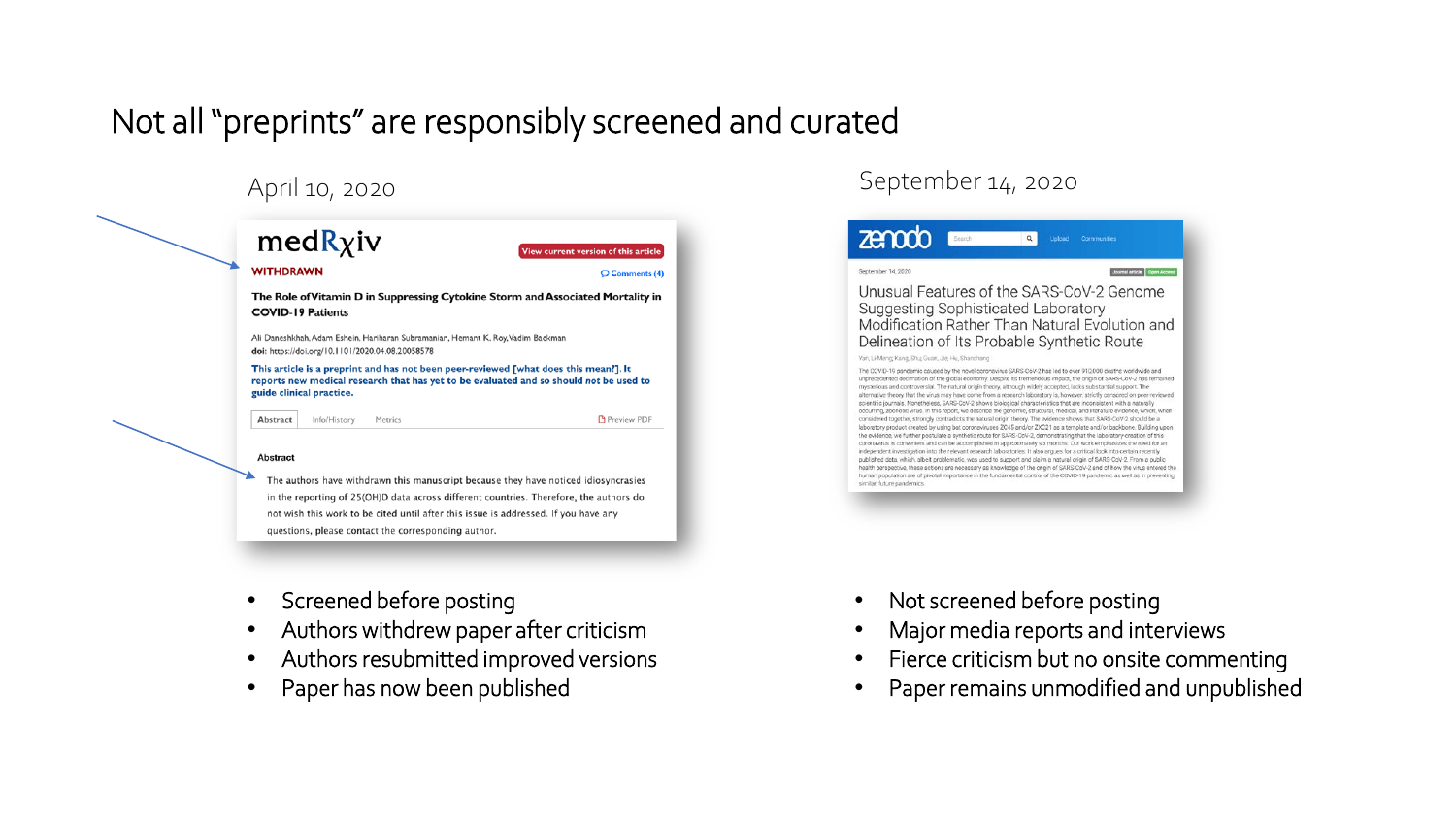# Not all "preprints" are responsibly screened and curated

April 10, 2020

medRχiv

WITHDRAWN

View current version of this article

Comments (4)

**The Role of Vitamin D in Suppressing Cytokine Storm and Associated Mortality in COVID-19 Patients**

Ali Daneshkhah, Adam Eshein, Hariharan Subramanian, Hemant K. Roy, Vadim Backman

doi: https://doi.org/10.1101/2020.04.08.20058578

This article is a preprint and has not been peer-reviewed [what does this mean?]. It reports new medical research that has yet to be evaluated and so should not be used to guide clinical practice.

Abstract | Info/History | Metrics | Preview PDF

Abstract

The authors have withdrawn this manuscript because they have noticed idiosyncrasies in the reporting of 25(OH)D data across different countries. Therefore, the authors do not wish this work to be cited until after this issue is addressed. If you have any questions, please contact the corresponding author.

- Screened before posting
- Authors withdrew paper after criticism
- Authors resubmitted improved versions
- Paper has now been published

September 14, 2020

zenodo

September 14, 2020

Unusual Features of the SARS-CoV-2 Genome Suggesting Sophisticated Laboratory Modification Rather Than Natural Evolution and Delineation of Its Probable Synthetic Route

- Not screened before posting
- Major media reports and interviews
- Fierce criticism but no onsite commenting
- Paper remains unmodified and unpublished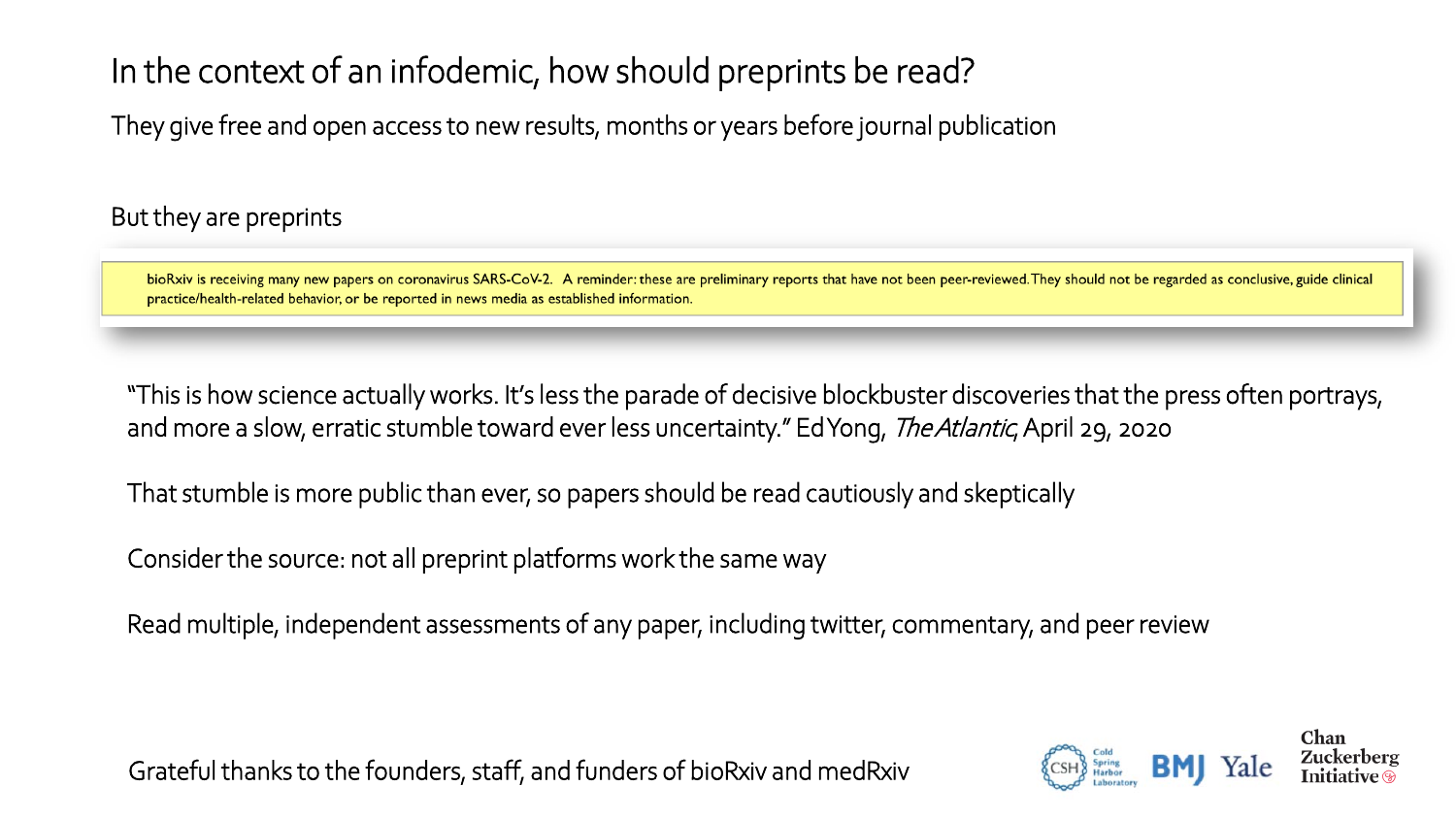# In the context of an infodemic, how should preprints be read?

They give free and open access to new results, months or years before journal publication

But they are preprints

> bioRxiv is receiving many new papers on coronavirus SARS-CoV-2. A reminder: these are preliminary reports that have not been peer-reviewed. They should not be regarded as conclusive, guide clinical practice/health-related behavior, or be reported in news media as established information.

"This is how science actually works. It's less the parade of decisive blockbuster discoveries that the press often portrays, and more a slow, erratic stumble toward ever less uncertainty." Ed Yong, *The Atlantic*, April 29, 2020

That stumble is more public than ever, so papers should be read cautiously and skeptically

Consider the source: not all preprint platforms work the same way

Read multiple, independent assessments of any paper, including twitter, commentary, and peer review

Grateful thanks to the founders, staff, and funders of bioRxiv and medRxiv

Cold Spring Harbor Laboratory BMJ Yale Chan Zuckerberg Initiative